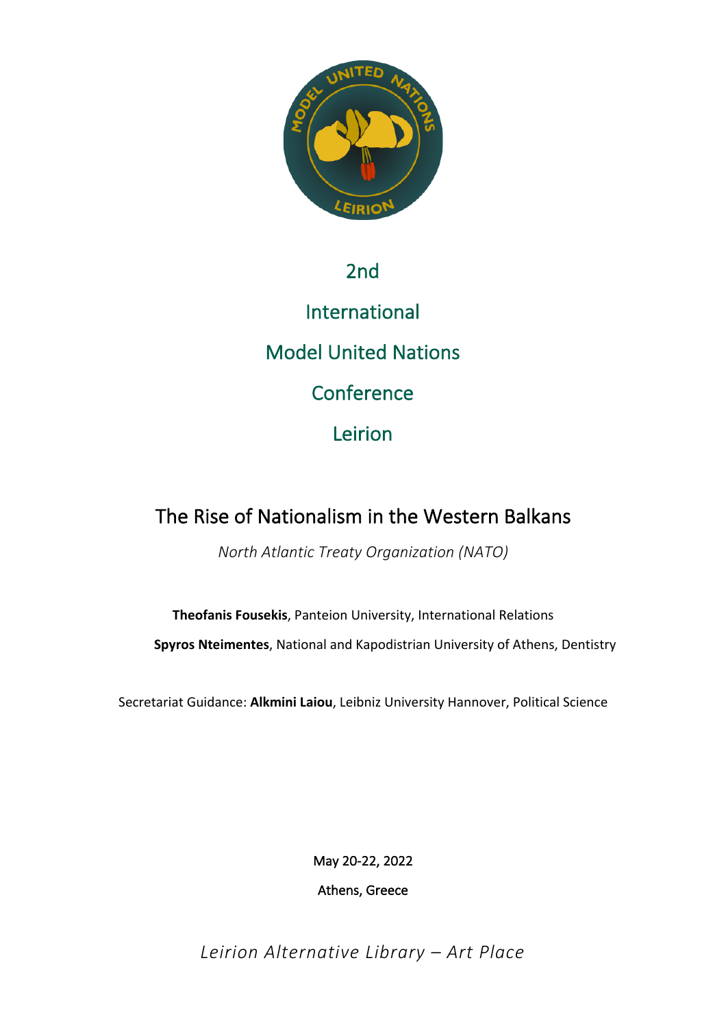2nd

International

Model United Nations

Conference

Leirion

# The Rise of Nationalism in the Western Balkans

*North Atlantic Treaty Organization (NATO)*

**Theofanis Fousekis**, Panteion University, International Relations

**Spyros Nteimentes**, National and Kapodistrian University of Athens, Dentistry

Secretariat Guidance: **Alkmini Laiou**, Leibniz University Hannover, Political Science

May 20-22, 2022

Athens, Greece

*Leirion Alternative Library – Art Place*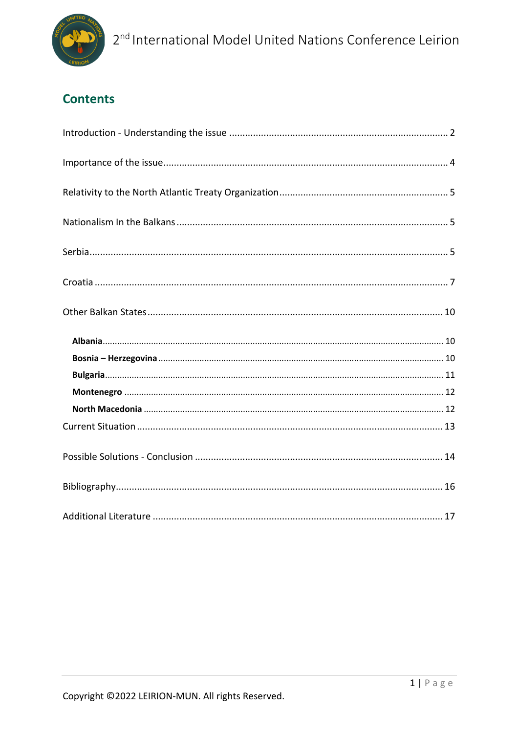## Contents

Introduction - Understanding the issue ..................................................................................... 2

Importance of the issue ............................................................................................................. 4

Relativity to the North Atlantic Treaty Organization .................................................................. 5

Nationalism In the Balkans ........................................................................................................ 5

Serbia ......................................................................................................................................... 5

Croatia ....................................................................................................................................... 7

Other Balkan States .................................................................................................................. 10

- **Albania** ................................................................................................................................ 10
- **Bosnia – Herzegovina** ........................................................................................................ 10
- **Bulgaria** .............................................................................................................................. 11
- **Montenegro** ....................................................................................................................... 12
- **North Macedonia** .............................................................................................................. 12

Current Situation ...................................................................................................................... 13

Possible Solutions - Conclusion ............................................................................................... 14

Bibliography .............................................................................................................................. 16

Additional Literature ................................................................................................................. 17

Copyright ©2022 LEIRION-MUN. All rights Reserved.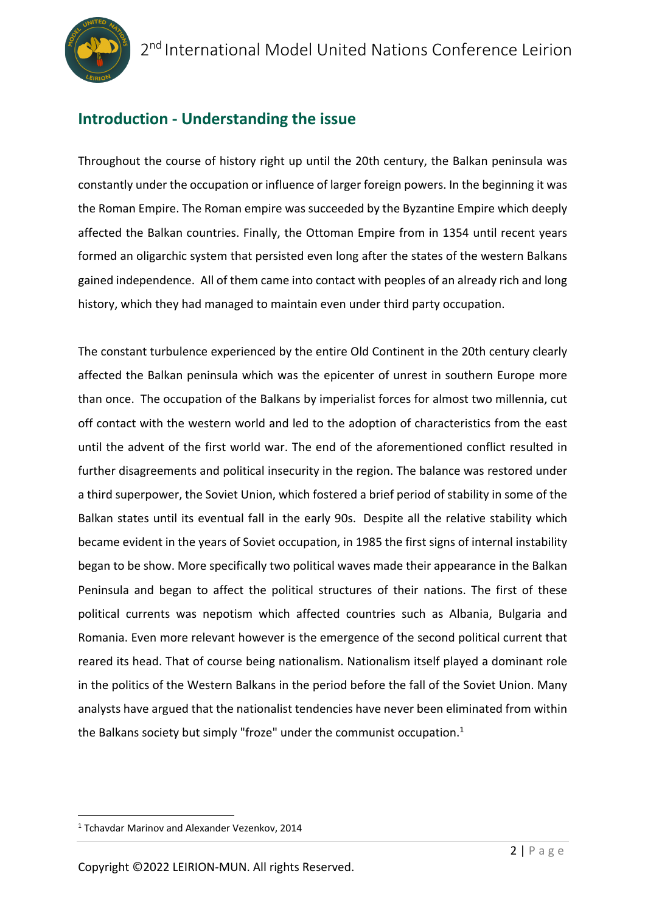## Introduction - Understanding the issue

Throughout the course of history right up until the 20th century, the Balkan peninsula was constantly under the occupation or influence of larger foreign powers. In the beginning it was the Roman Empire. The Roman empire was succeeded by the Byzantine Empire which deeply affected the Balkan countries. Finally, the Ottoman Empire from in 1354 until recent years formed an oligarchic system that persisted even long after the states of the western Balkans gained independence. All of them came into contact with peoples of an already rich and long history, which they had managed to maintain even under third party occupation.

The constant turbulence experienced by the entire Old Continent in the 20th century clearly affected the Balkan peninsula which was the epicenter of unrest in southern Europe more than once. The occupation of the Balkans by imperialist forces for almost two millennia, cut off contact with the western world and led to the adoption of characteristics from the east until the advent of the first world war. The end of the aforementioned conflict resulted in further disagreements and political insecurity in the region. The balance was restored under a third superpower, the Soviet Union, which fostered a brief period of stability in some of the Balkan states until its eventual fall in the early 90s. Despite all the relative stability which became evident in the years of Soviet occupation, in 1985 the first signs of internal instability began to be show. More specifically two political waves made their appearance in the Balkan Peninsula and began to affect the political structures of their nations. The first of these political currents was nepotism which affected countries such as Albania, Bulgaria and Romania. Even more relevant however is the emergence of the second political current that reared its head. That of course being nationalism. Nationalism itself played a dominant role in the politics of the Western Balkans in the period before the fall of the Soviet Union. Many analysts have argued that the nationalist tendencies have never been eliminated from within the Balkans society but simply "froze" under the communist occupation.[1]

[1] Tchavdar Marinov and Alexander Vezenkov, 2014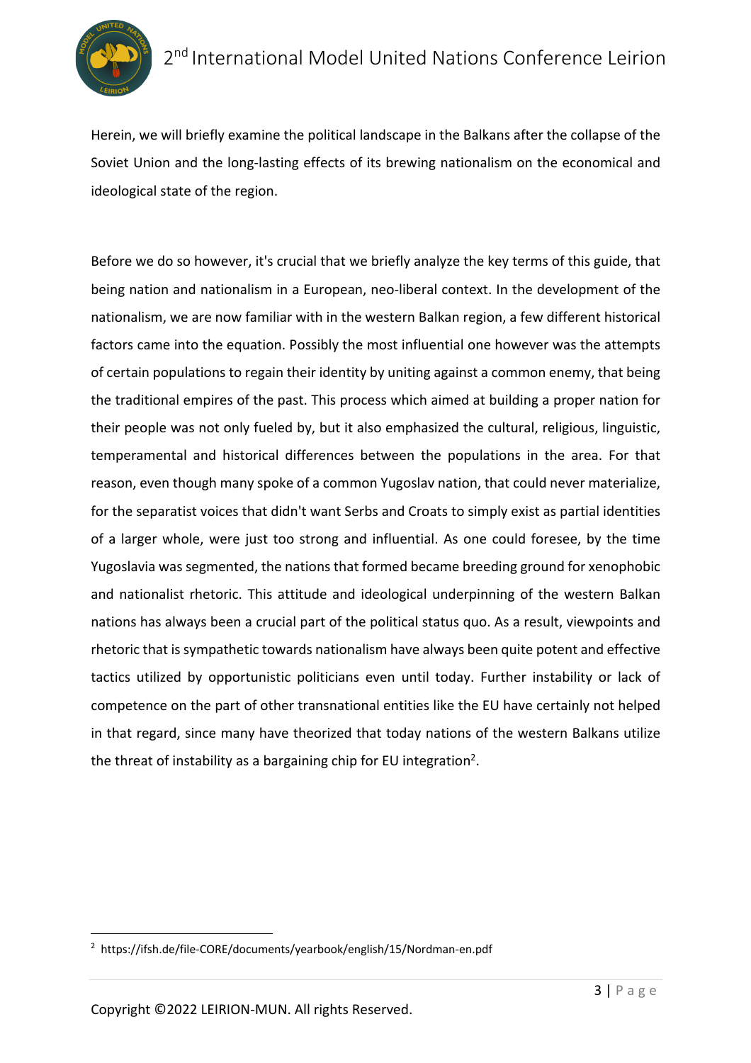Herein, we will briefly examine the political landscape in the Balkans after the collapse of the Soviet Union and the long-lasting effects of its brewing nationalism on the economical and ideological state of the region.

Before we do so however, it's crucial that we briefly analyze the key terms of this guide, that being nation and nationalism in a European, neo-liberal context. In the development of the nationalism, we are now familiar with in the western Balkan region, a few different historical factors came into the equation. Possibly the most influential one however was the attempts of certain populations to regain their identity by uniting against a common enemy, that being the traditional empires of the past. This process which aimed at building a proper nation for their people was not only fueled by, but it also emphasized the cultural, religious, linguistic, temperamental and historical differences between the populations in the area. For that reason, even though many spoke of a common Yugoslav nation, that could never materialize, for the separatist voices that didn't want Serbs and Croats to simply exist as partial identities of a larger whole, were just too strong and influential. As one could foresee, by the time Yugoslavia was segmented, the nations that formed became breeding ground for xenophobic and nationalist rhetoric. This attitude and ideological underpinning of the western Balkan nations has always been a crucial part of the political status quo. As a result, viewpoints and rhetoric that is sympathetic towards nationalism have always been quite potent and effective tactics utilized by opportunistic politicians even until today. Further instability or lack of competence on the part of other transnational entities like the EU have certainly not helped in that regard, since many have theorized that today nations of the western Balkans utilize the threat of instability as a bargaining chip for EU integration[2].

[2] https://ifsh.de/file-CORE/documents/yearbook/english/15/Nordman-en.pdf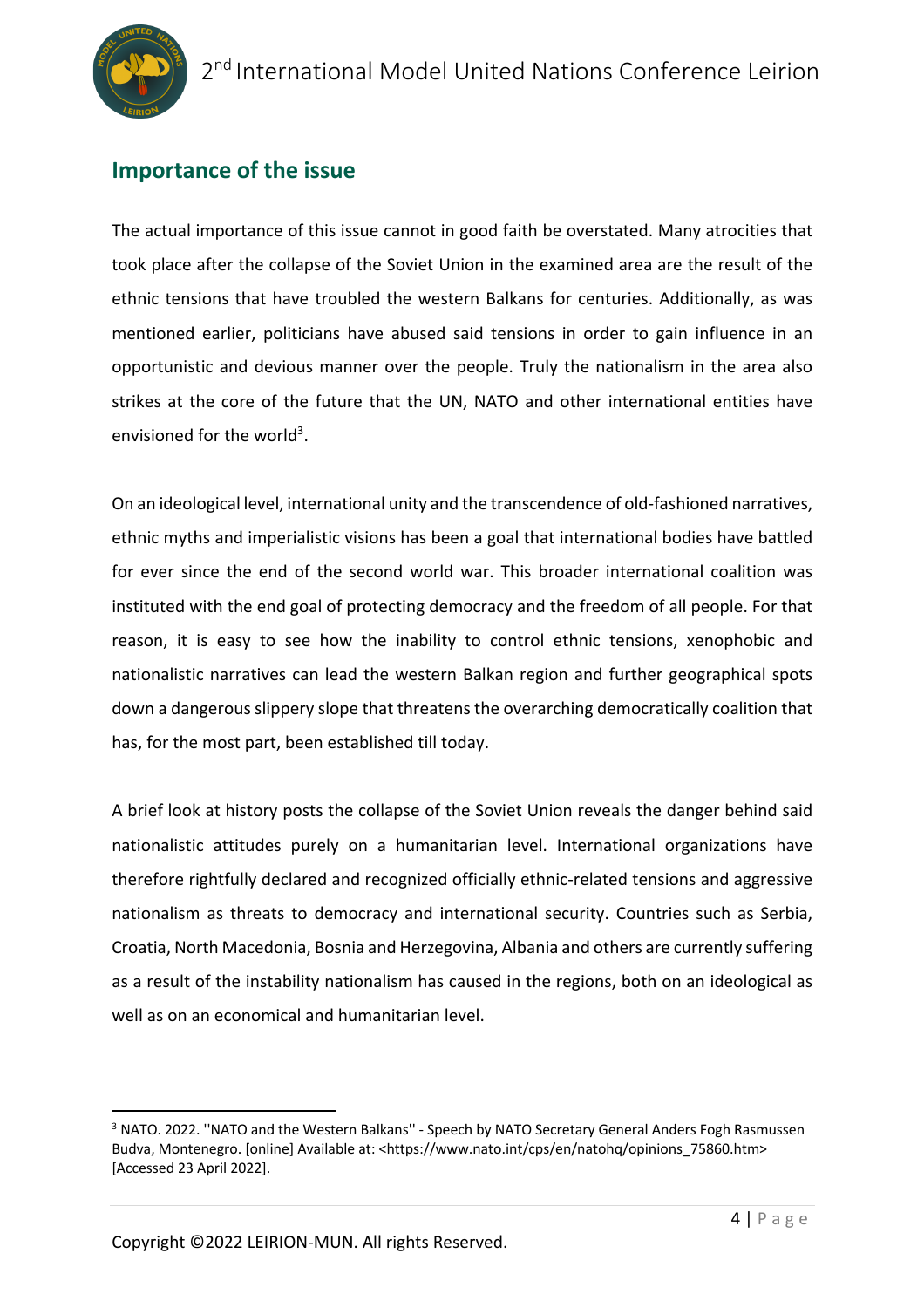## Importance of the issue

The actual importance of this issue cannot in good faith be overstated. Many atrocities that took place after the collapse of the Soviet Union in the examined area are the result of the ethnic tensions that have troubled the western Balkans for centuries. Additionally, as was mentioned earlier, politicians have abused said tensions in order to gain influence in an opportunistic and devious manner over the people. Truly the nationalism in the area also strikes at the core of the future that the UN, NATO and other international entities have envisioned for the world[3].

On an ideological level, international unity and the transcendence of old-fashioned narratives, ethnic myths and imperialistic visions has been a goal that international bodies have battled for ever since the end of the second world war. This broader international coalition was instituted with the end goal of protecting democracy and the freedom of all people. For that reason, it is easy to see how the inability to control ethnic tensions, xenophobic and nationalistic narratives can lead the western Balkan region and further geographical spots down a dangerous slippery slope that threatens the overarching democratically coalition that has, for the most part, been established till today.

A brief look at history posts the collapse of the Soviet Union reveals the danger behind said nationalistic attitudes purely on a humanitarian level. International organizations have therefore rightfully declared and recognized officially ethnic-related tensions and aggressive nationalism as threats to democracy and international security. Countries such as Serbia, Croatia, North Macedonia, Bosnia and Herzegovina, Albania and others are currently suffering as a result of the instability nationalism has caused in the regions, both on an ideological as well as on an economical and humanitarian level.

---

[3] NATO. 2022. ''NATO and the Western Balkans'' - Speech by NATO Secretary General Anders Fogh Rasmussen Budva, Montenegro. [online] Available at: <https://www.nato.int/cps/en/natohq/opinions_75860.htm> [Accessed 23 April 2022].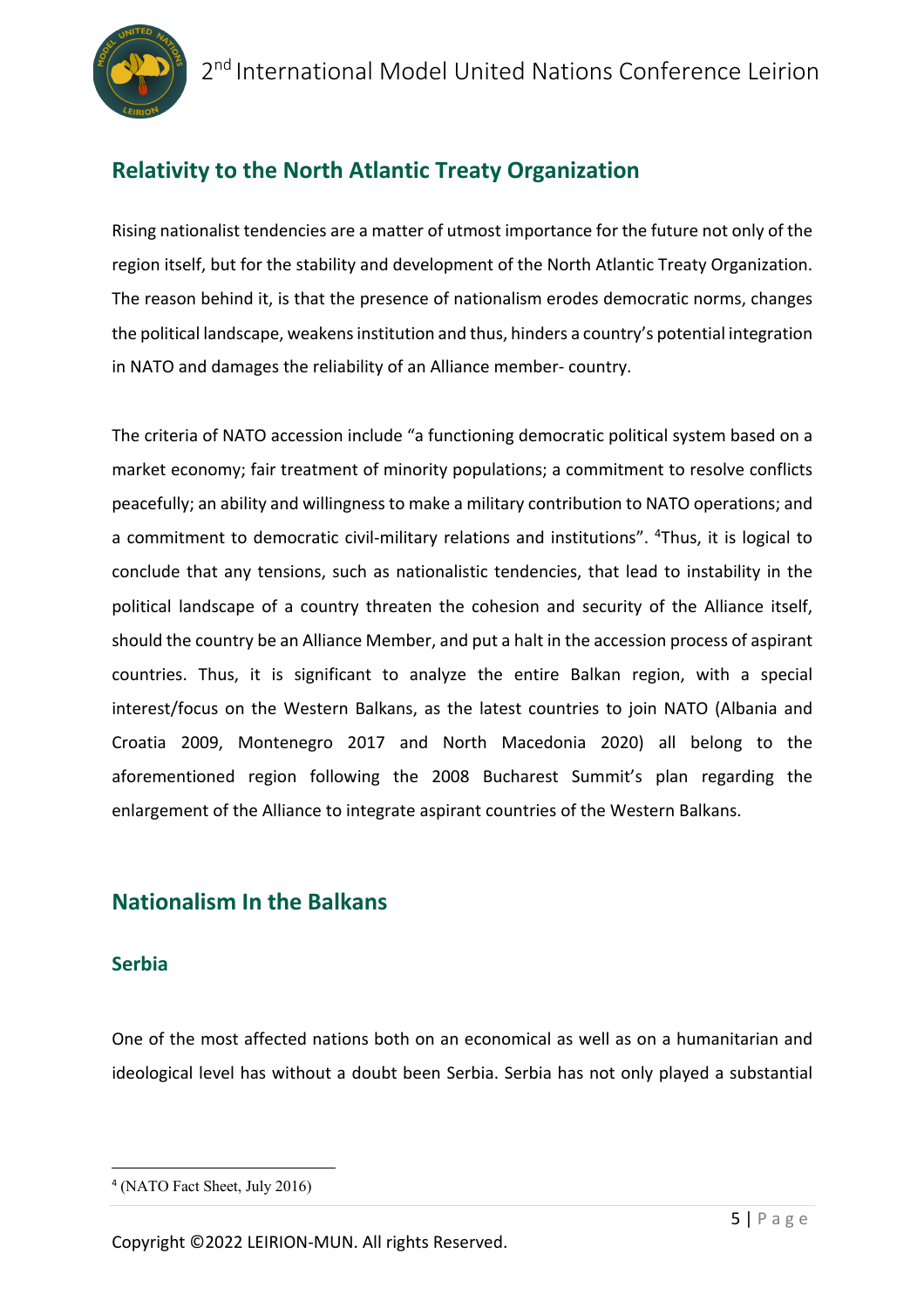## Relativity to the North Atlantic Treaty Organization

Rising nationalist tendencies are a matter of utmost importance for the future not only of the region itself, but for the stability and development of the North Atlantic Treaty Organization. The reason behind it, is that the presence of nationalism erodes democratic norms, changes the political landscape, weakens institution and thus, hinders a country's potential integration in NATO and damages the reliability of an Alliance member- country.

The criteria of NATO accession include "a functioning democratic political system based on a market economy; fair treatment of minority populations; a commitment to resolve conflicts peacefully; an ability and willingness to make a military contribution to NATO operations; and a commitment to democratic civil-military relations and institutions". [4]Thus, it is logical to conclude that any tensions, such as nationalistic tendencies, that lead to instability in the political landscape of a country threaten the cohesion and security of the Alliance itself, should the country be an Alliance Member, and put a halt in the accession process of aspirant countries. Thus, it is significant to analyze the entire Balkan region, with a special interest/focus on the Western Balkans, as the latest countries to join NATO (Albania and Croatia 2009, Montenegro 2017 and North Macedonia 2020) all belong to the aforementioned region following the 2008 Bucharest Summit's plan regarding the enlargement of the Alliance to integrate aspirant countries of the Western Balkans.

## Nationalism In the Balkans

### Serbia

One of the most affected nations both on an economical as well as on a humanitarian and ideological level has without a doubt been Serbia. Serbia has not only played a substantial

[4] (NATO Fact Sheet, July 2016)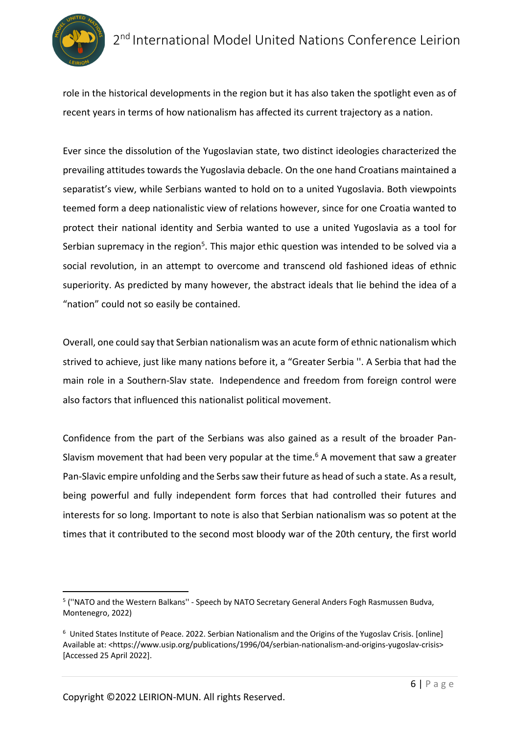role in the historical developments in the region but it has also taken the spotlight even as of recent years in terms of how nationalism has affected its current trajectory as a nation.

Ever since the dissolution of the Yugoslavian state, two distinct ideologies characterized the prevailing attitudes towards the Yugoslavia debacle. On the one hand Croatians maintained a separatist's view, while Serbians wanted to hold on to a united Yugoslavia. Both viewpoints teemed form a deep nationalistic view of relations however, since for one Croatia wanted to protect their national identity and Serbia wanted to use a united Yugoslavia as a tool for Serbian supremacy in the region[5]. This major ethic question was intended to be solved via a social revolution, in an attempt to overcome and transcend old fashioned ideas of ethnic superiority. As predicted by many however, the abstract ideals that lie behind the idea of a "nation" could not so easily be contained.

Overall, one could say that Serbian nationalism was an acute form of ethnic nationalism which strived to achieve, just like many nations before it, a "Greater Serbia ''. A Serbia that had the main role in a Southern-Slav state. Independence and freedom from foreign control were also factors that influenced this nationalist political movement.

Confidence from the part of the Serbians was also gained as a result of the broader Pan-Slavism movement that had been very popular at the time.[6] A movement that saw a greater Pan-Slavic empire unfolding and the Serbs saw their future as head of such a state. As a result, being powerful and fully independent form forces that had controlled their futures and interests for so long. Important to note is also that Serbian nationalism was so potent at the times that it contributed to the second most bloody war of the 20th century, the first world

---

[5] (''NATO and the Western Balkans'' - Speech by NATO Secretary General Anders Fogh Rasmussen Budva, Montenegro, 2022)

[6] United States Institute of Peace. 2022. Serbian Nationalism and the Origins of the Yugoslav Crisis. [online] Available at: <https://www.usip.org/publications/1996/04/serbian-nationalism-and-origins-yugoslav-crisis> [Accessed 25 April 2022].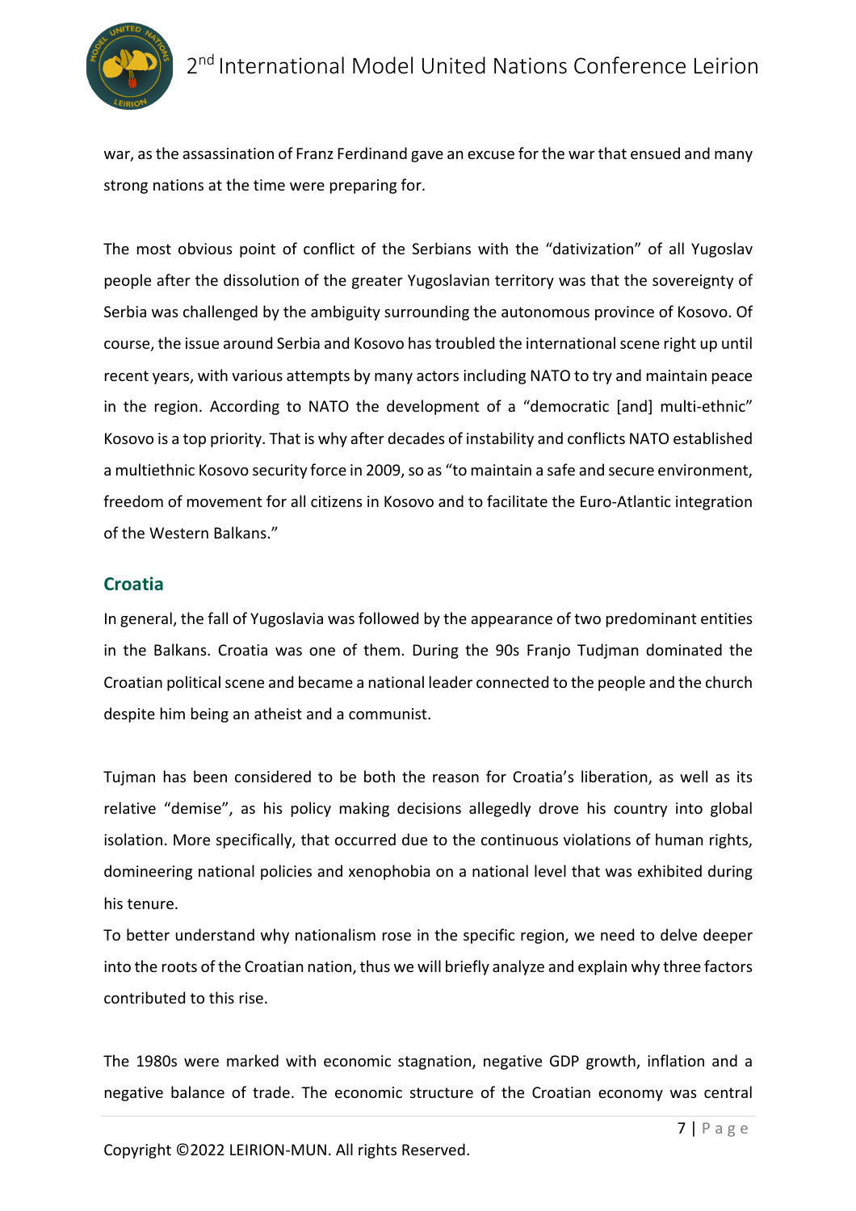war, as the assassination of Franz Ferdinand gave an excuse for the war that ensued and many strong nations at the time were preparing for.

The most obvious point of conflict of the Serbians with the "dativization" of all Yugoslav people after the dissolution of the greater Yugoslavian territory was that the sovereignty of Serbia was challenged by the ambiguity surrounding the autonomous province of Kosovo. Of course, the issue around Serbia and Kosovo has troubled the international scene right up until recent years, with various attempts by many actors including NATO to try and maintain peace in the region. According to NATO the development of a "democratic [and] multi-ethnic" Kosovo is a top priority. That is why after decades of instability and conflicts NATO established a multiethnic Kosovo security force in 2009, so as "to maintain a safe and secure environment, freedom of movement for all citizens in Kosovo and to facilitate the Euro-Atlantic integration of the Western Balkans."

## Croatia

In general, the fall of Yugoslavia was followed by the appearance of two predominant entities in the Balkans. Croatia was one of them. During the 90s Franjo Tudjman dominated the Croatian political scene and became a national leader connected to the people and the church despite him being an atheist and a communist.

Tujman has been considered to be both the reason for Croatia's liberation, as well as its relative "demise", as his policy making decisions allegedly drove his country into global isolation. More specifically, that occurred due to the continuous violations of human rights, domineering national policies and xenophobia on a national level that was exhibited during his tenure.

To better understand why nationalism rose in the specific region, we need to delve deeper into the roots of the Croatian nation, thus we will briefly analyze and explain why three factors contributed to this rise.

The 1980s were marked with economic stagnation, negative GDP growth, inflation and a negative balance of trade. The economic structure of the Croatian economy was central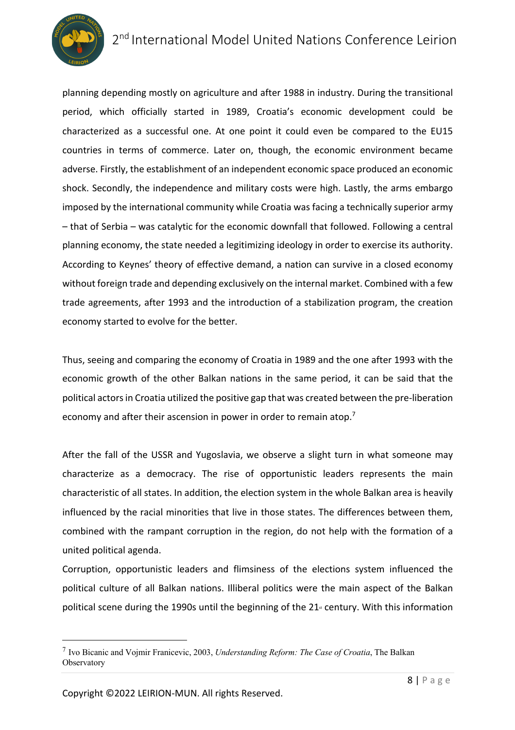planning depending mostly on agriculture and after 1988 in industry. During the transitional period, which officially started in 1989, Croatia's economic development could be characterized as a successful one. At one point it could even be compared to the EU15 countries in terms of commerce. Later on, though, the economic environment became adverse. Firstly, the establishment of an independent economic space produced an economic shock. Secondly, the independence and military costs were high. Lastly, the arms embargo imposed by the international community while Croatia was facing a technically superior army – that of Serbia – was catalytic for the economic downfall that followed. Following a central planning economy, the state needed a legitimizing ideology in order to exercise its authority. According to Keynes' theory of effective demand, a nation can survive in a closed economy without foreign trade and depending exclusively on the internal market. Combined with a few trade agreements, after 1993 and the introduction of a stabilization program, the creation economy started to evolve for the better.

Thus, seeing and comparing the economy of Croatia in 1989 and the one after 1993 with the economic growth of the other Balkan nations in the same period, it can be said that the political actors in Croatia utilized the positive gap that was created between the pre-liberation economy and after their ascension in power in order to remain atop.[7]

After the fall of the USSR and Yugoslavia, we observe a slight turn in what someone may characterize as a democracy. The rise of opportunistic leaders represents the main characteristic of all states. In addition, the election system in the whole Balkan area is heavily influenced by the racial minorities that live in those states. The differences between them, combined with the rampant corruption in the region, do not help with the formation of a united political agenda.

Corruption, opportunistic leaders and flimsiness of the elections system influenced the political culture of all Balkan nations. Illiberal politics were the main aspect of the Balkan political scene during the 1990s until the beginning of the 21st century. With this information

---

[7] Ivo Bicanic and Vojmir Franicevic, 2003, *Understanding Reform: The Case of Croatia*, The Balkan Observatory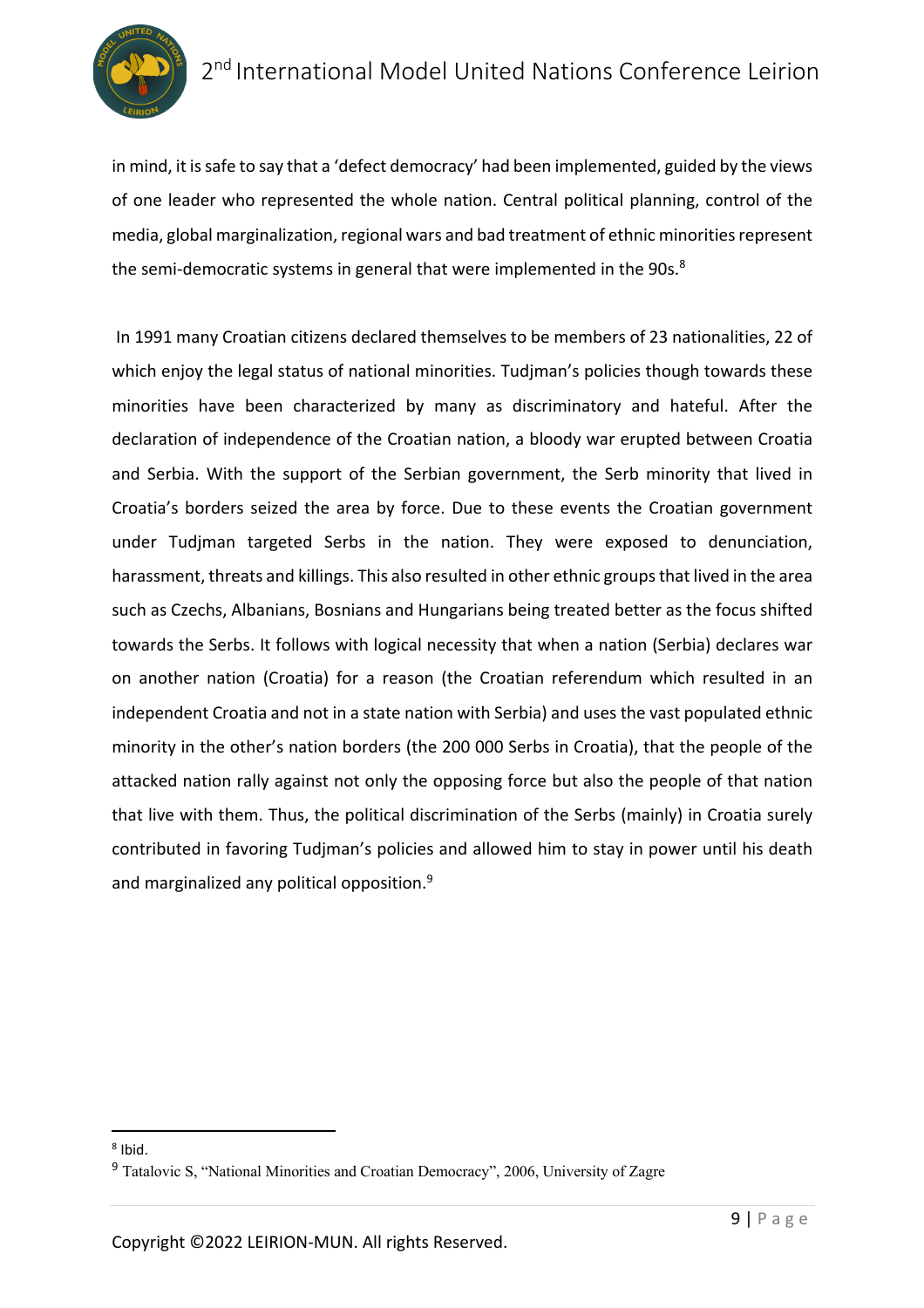in mind, it is safe to say that a 'defect democracy' had been implemented, guided by the views of one leader who represented the whole nation. Central political planning, control of the media, global marginalization, regional wars and bad treatment of ethnic minorities represent the semi-democratic systems in general that were implemented in the 90s.[8]

In 1991 many Croatian citizens declared themselves to be members of 23 nationalities, 22 of which enjoy the legal status of national minorities. Tudjman's policies though towards these minorities have been characterized by many as discriminatory and hateful. After the declaration of independence of the Croatian nation, a bloody war erupted between Croatia and Serbia. With the support of the Serbian government, the Serb minority that lived in Croatia's borders seized the area by force. Due to these events the Croatian government under Tudjman targeted Serbs in the nation. They were exposed to denunciation, harassment, threats and killings. This also resulted in other ethnic groups that lived in the area such as Czechs, Albanians, Bosnians and Hungarians being treated better as the focus shifted towards the Serbs. It follows with logical necessity that when a nation (Serbia) declares war on another nation (Croatia) for a reason (the Croatian referendum which resulted in an independent Croatia and not in a state nation with Serbia) and uses the vast populated ethnic minority in the other's nation borders (the 200 000 Serbs in Croatia), that the people of the attacked nation rally against not only the opposing force but also the people of that nation that live with them. Thus, the political discrimination of the Serbs (mainly) in Croatia surely contributed in favoring Tudjman's policies and allowed him to stay in power until his death and marginalized any political opposition.[9]

---

[8] Ibid.

[9] Tatalovic S, "National Minorities and Croatian Democracy", 2006, University of Zagre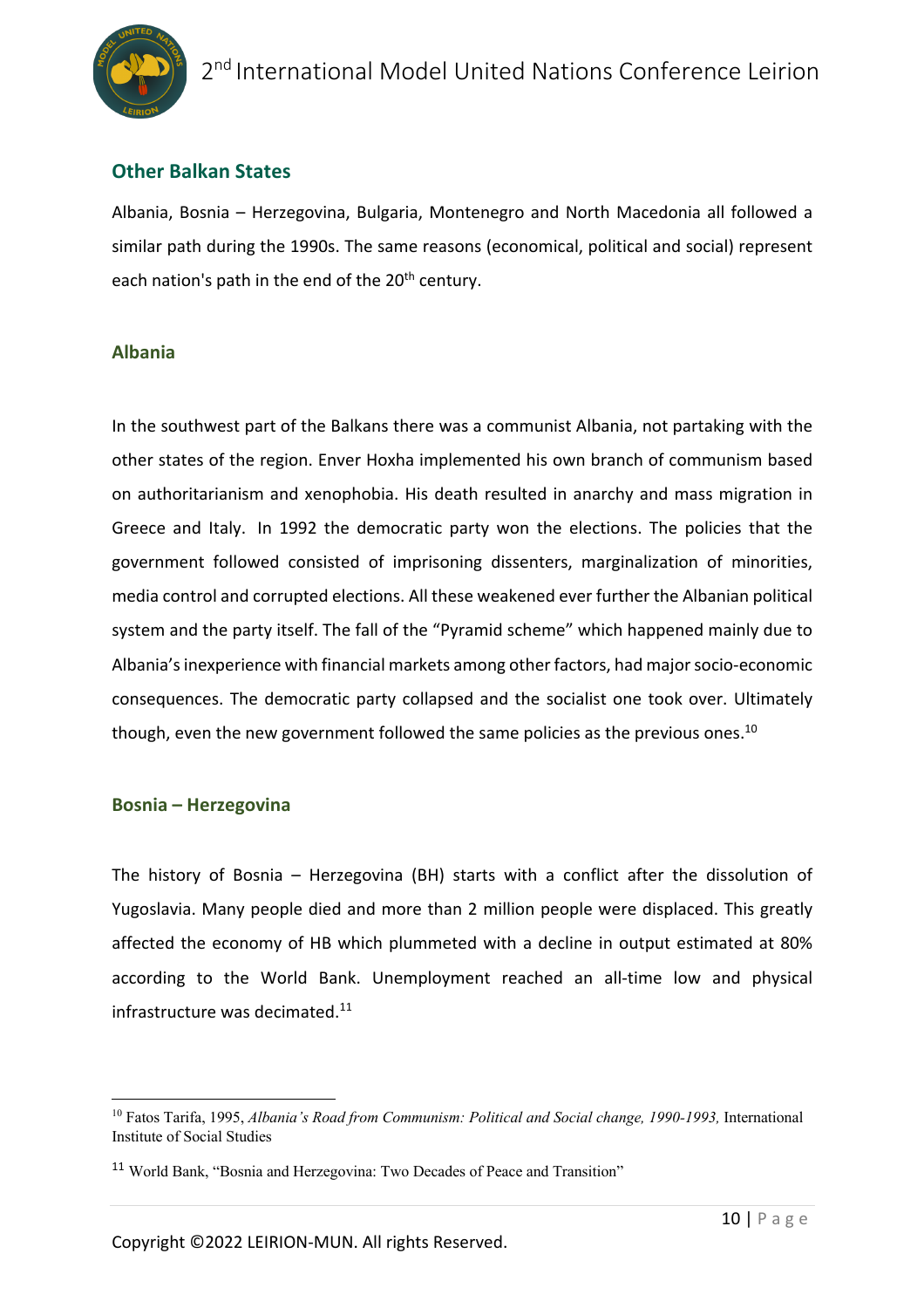## Other Balkan States

Albania, Bosnia – Herzegovina, Bulgaria, Montenegro and North Macedonia all followed a similar path during the 1990s. The same reasons (economical, political and social) represent each nation's path in the end of the 20th century.

### Albania

In the southwest part of the Balkans there was a communist Albania, not partaking with the other states of the region. Enver Hoxha implemented his own branch of communism based on authoritarianism and xenophobia. His death resulted in anarchy and mass migration in Greece and Italy. In 1992 the democratic party won the elections. The policies that the government followed consisted of imprisoning dissenters, marginalization of minorities, media control and corrupted elections. All these weakened ever further the Albanian political system and the party itself. The fall of the "Pyramid scheme" which happened mainly due to Albania's inexperience with financial markets among other factors, had major socio-economic consequences. The democratic party collapsed and the socialist one took over. Ultimately though, even the new government followed the same policies as the previous ones.[10]

### Bosnia – Herzegovina

The history of Bosnia – Herzegovina (BH) starts with a conflict after the dissolution of Yugoslavia. Many people died and more than 2 million people were displaced. This greatly affected the economy of HB which plummeted with a decline in output estimated at 80% according to the World Bank. Unemployment reached an all-time low and physical infrastructure was decimated.[11]

---

[10] Fatos Tarifa, 1995, *Albania's Road from Communism: Political and Social change, 1990-1993,* International Institute of Social Studies

[11] World Bank, "Bosnia and Herzegovina: Two Decades of Peace and Transition"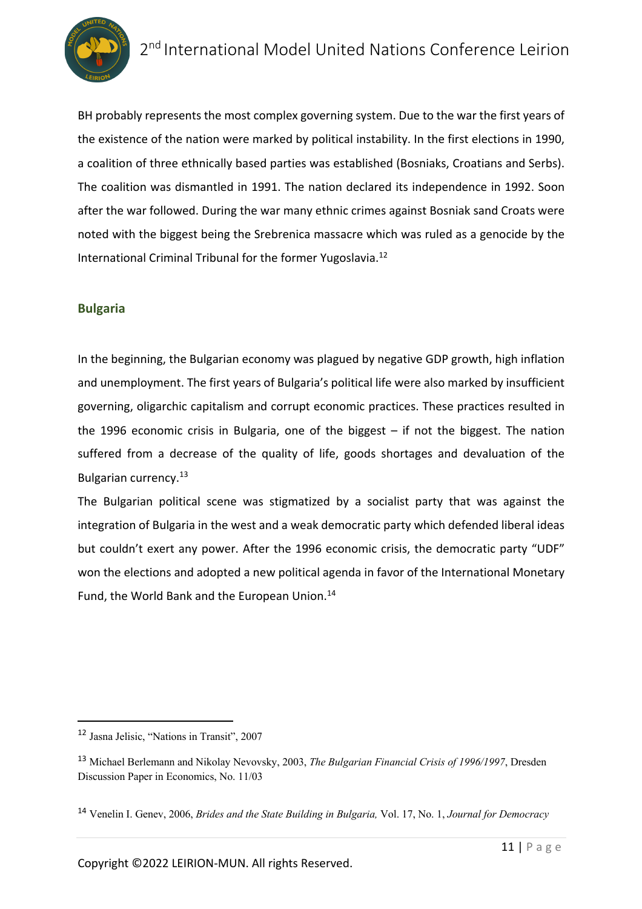BH probably represents the most complex governing system. Due to the war the first years of the existence of the nation were marked by political instability. In the first elections in 1990, a coalition of three ethnically based parties was established (Bosniaks, Croatians and Serbs). The coalition was dismantled in 1991. The nation declared its independence in 1992. Soon after the war followed. During the war many ethnic crimes against Bosniak sand Croats were noted with the biggest being the Srebrenica massacre which was ruled as a genocide by the International Criminal Tribunal for the former Yugoslavia.[12]

### Bulgaria

In the beginning, the Bulgarian economy was plagued by negative GDP growth, high inflation and unemployment. The first years of Bulgaria's political life were also marked by insufficient governing, oligarchic capitalism and corrupt economic practices. These practices resulted in the 1996 economic crisis in Bulgaria, one of the biggest – if not the biggest. The nation suffered from a decrease of the quality of life, goods shortages and devaluation of the Bulgarian currency.[13]

The Bulgarian political scene was stigmatized by a socialist party that was against the integration of Bulgaria in the west and a weak democratic party which defended liberal ideas but couldn't exert any power. After the 1996 economic crisis, the democratic party "UDF" won the elections and adopted a new political agenda in favor of the International Monetary Fund, the World Bank and the European Union.[14]

---

[12] Jasna Jelisic, "Nations in Transit", 2007

[13] Michael Berlemann and Nikolay Nevovsky, 2003, *The Bulgarian Financial Crisis of 1996/1997*, Dresden Discussion Paper in Economics, No. 11/03

[14] Venelin I. Genev, 2006, *Brides and the State Building in Bulgaria,* Vol. 17, No. 1, *Journal for Democracy*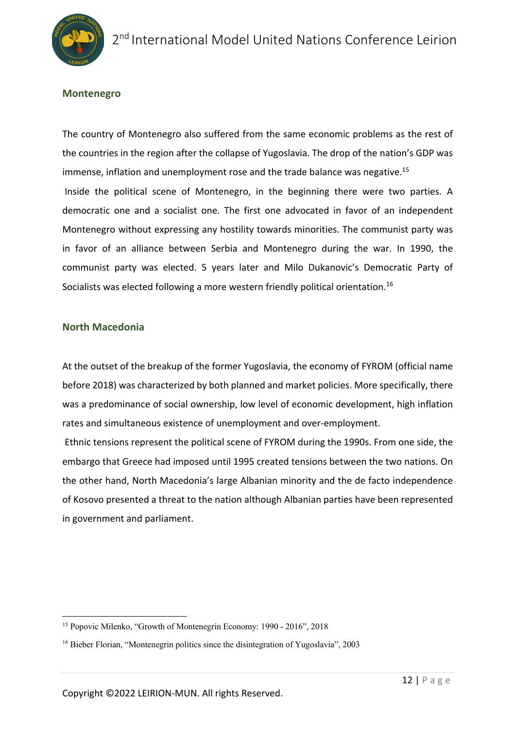### Montenegro

The country of Montenegro also suffered from the same economic problems as the rest of the countries in the region after the collapse of Yugoslavia. The drop of the nation's GDP was immense, inflation and unemployment rose and the trade balance was negative.[15]

Inside the political scene of Montenegro, in the beginning there were two parties. A democratic one and a socialist one. The first one advocated in favor of an independent Montenegro without expressing any hostility towards minorities. The communist party was in favor of an alliance between Serbia and Montenegro during the war. In 1990, the communist party was elected. 5 years later and Milo Dukanovic's Democratic Party of Socialists was elected following a more western friendly political orientation.[16]

### North Macedonia

At the outset of the breakup of the former Yugoslavia, the economy of FYROM (official name before 2018) was characterized by both planned and market policies. More specifically, there was a predominance of social ownership, low level of economic development, high inflation rates and simultaneous existence of unemployment and over-employment.

Ethnic tensions represent the political scene of FYROM during the 1990s. From one side, the embargo that Greece had imposed until 1995 created tensions between the two nations. On the other hand, North Macedonia's large Albanian minority and the de facto independence of Kosovo presented a threat to the nation although Albanian parties have been represented in government and parliament.

---

[15] Popovic Milenko, "Growth of Montenegrin Economy: 1990 - 2016", 2018

[16] Bieber Florian, "Montenegrin politics since the disintegration of Yugoslavia", 2003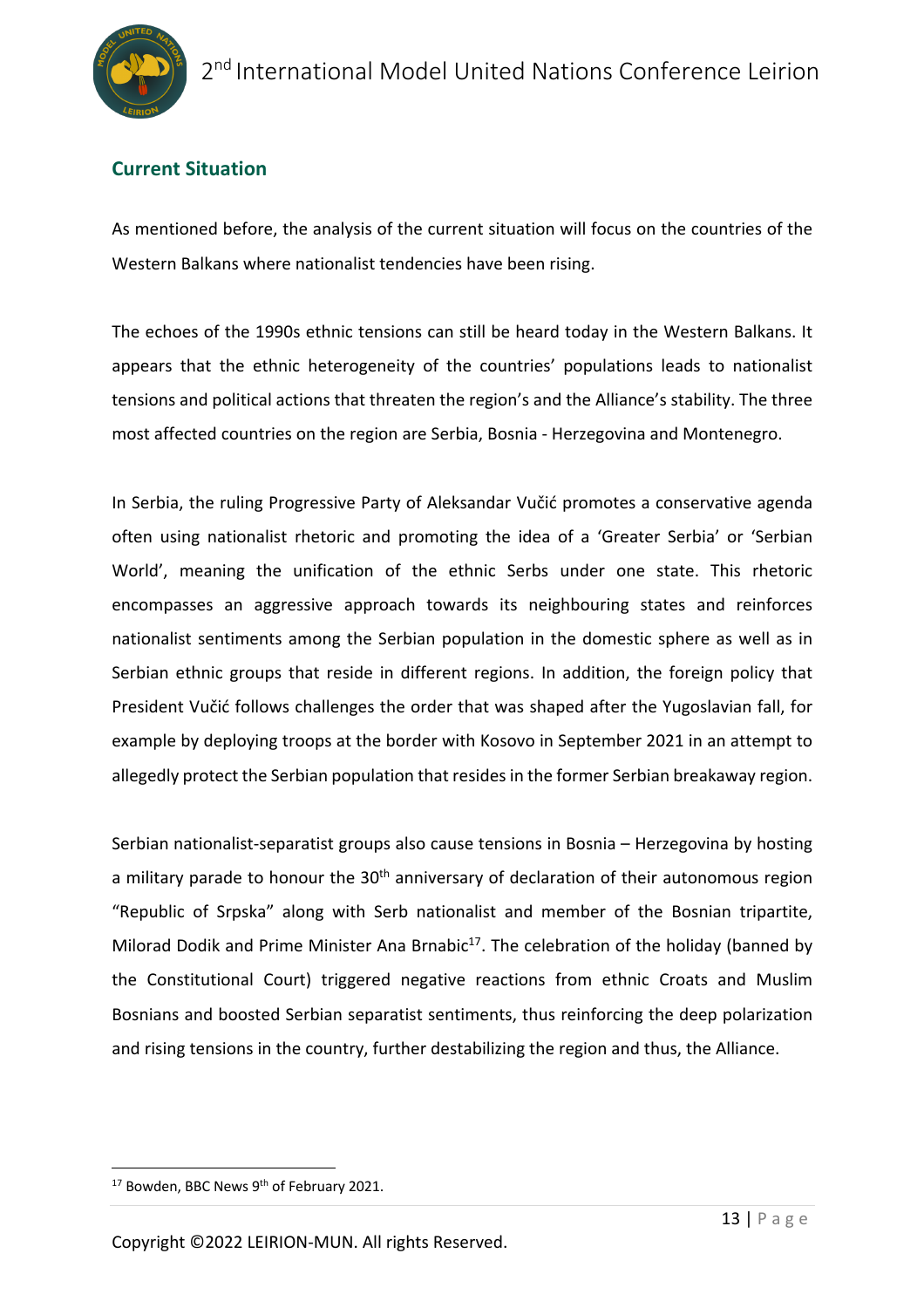## Current Situation

As mentioned before, the analysis of the current situation will focus on the countries of the Western Balkans where nationalist tendencies have been rising.

The echoes of the 1990s ethnic tensions can still be heard today in the Western Balkans. It appears that the ethnic heterogeneity of the countries' populations leads to nationalist tensions and political actions that threaten the region's and the Alliance's stability. The three most affected countries on the region are Serbia, Bosnia - Herzegovina and Montenegro.

In Serbia, the ruling Progressive Party of Aleksandar Vučić promotes a conservative agenda often using nationalist rhetoric and promoting the idea of a 'Greater Serbia' or 'Serbian World', meaning the unification of the ethnic Serbs under one state. This rhetoric encompasses an aggressive approach towards its neighbouring states and reinforces nationalist sentiments among the Serbian population in the domestic sphere as well as in Serbian ethnic groups that reside in different regions. In addition, the foreign policy that President Vučić follows challenges the order that was shaped after the Yugoslavian fall, for example by deploying troops at the border with Kosovo in September 2021 in an attempt to allegedly protect the Serbian population that resides in the former Serbian breakaway region.

Serbian nationalist-separatist groups also cause tensions in Bosnia – Herzegovina by hosting a military parade to honour the 30th anniversary of declaration of their autonomous region "Republic of Srpska" along with Serb nationalist and member of the Bosnian tripartite, Milorad Dodik and Prime Minister Ana Brnabic[17]. The celebration of the holiday (banned by the Constitutional Court) triggered negative reactions from ethnic Croats and Muslim Bosnians and boosted Serbian separatist sentiments, thus reinforcing the deep polarization and rising tensions in the country, further destabilizing the region and thus, the Alliance.

---

[17] Bowden, BBC News 9th of February 2021.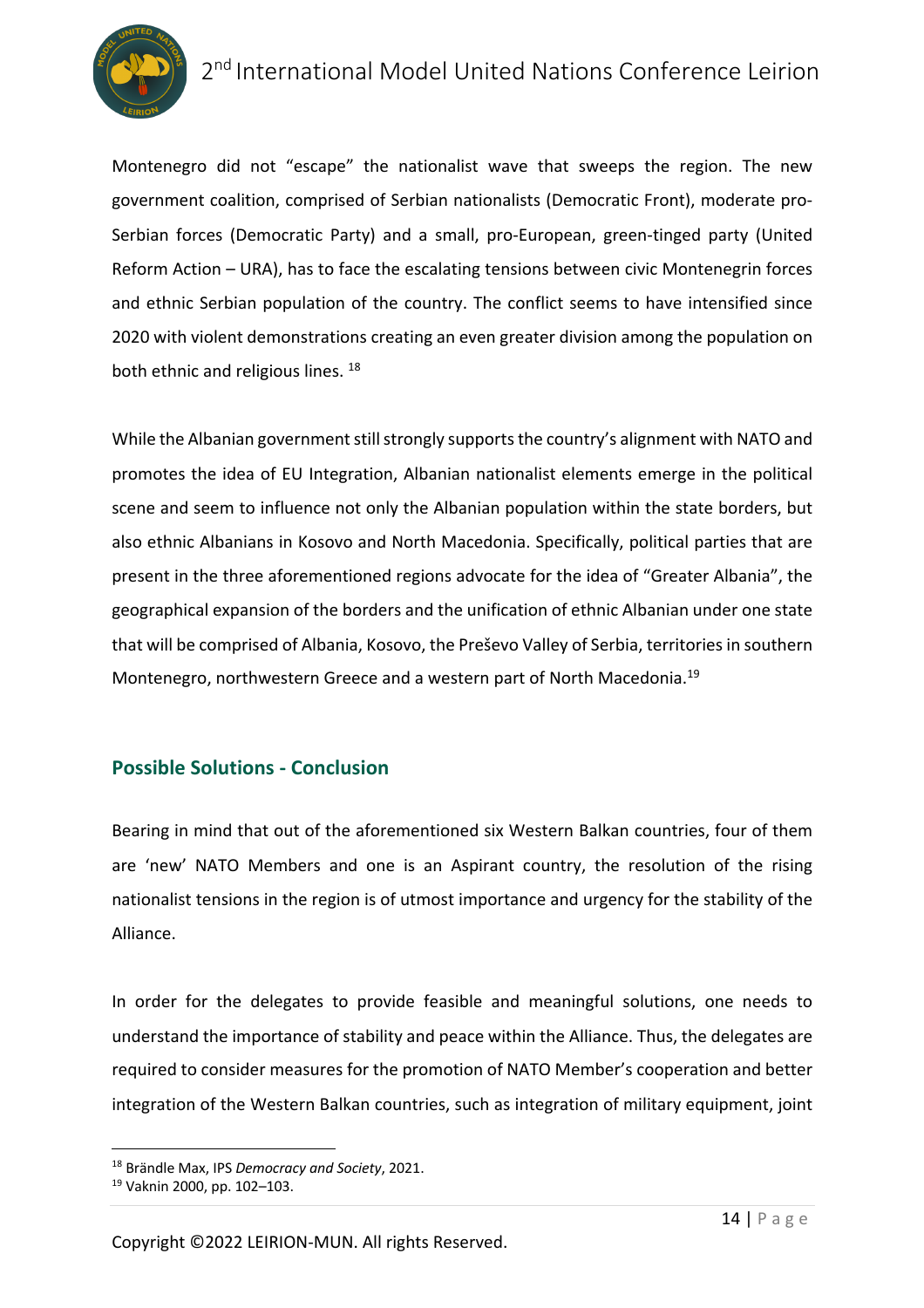Montenegro did not "escape" the nationalist wave that sweeps the region. The new government coalition, comprised of Serbian nationalists (Democratic Front), moderate pro-Serbian forces (Democratic Party) and a small, pro-European, green-tinged party (United Reform Action – URA), has to face the escalating tensions between civic Montenegrin forces and ethnic Serbian population of the country. The conflict seems to have intensified since 2020 with violent demonstrations creating an even greater division among the population on both ethnic and religious lines. [18]

While the Albanian government still strongly supports the country's alignment with NATO and promotes the idea of EU Integration, Albanian nationalist elements emerge in the political scene and seem to influence not only the Albanian population within the state borders, but also ethnic Albanians in Kosovo and North Macedonia. Specifically, political parties that are present in the three aforementioned regions advocate for the idea of "Greater Albania", the geographical expansion of the borders and the unification of ethnic Albanian under one state that will be comprised of Albania, Kosovo, the Preševo Valley of Serbia, territories in southern Montenegro, northwestern Greece and a western part of North Macedonia.[19]

## Possible Solutions - Conclusion

Bearing in mind that out of the aforementioned six Western Balkan countries, four of them are 'new' NATO Members and one is an Aspirant country, the resolution of the rising nationalist tensions in the region is of utmost importance and urgency for the stability of the Alliance.

In order for the delegates to provide feasible and meaningful solutions, one needs to understand the importance of stability and peace within the Alliance. Thus, the delegates are required to consider measures for the promotion of NATO Member's cooperation and better integration of the Western Balkan countries, such as integration of military equipment, joint

---

[18] Brändle Max, IPS *Democracy and Society*, 2021.

[19] Vaknin 2000, pp. 102–103.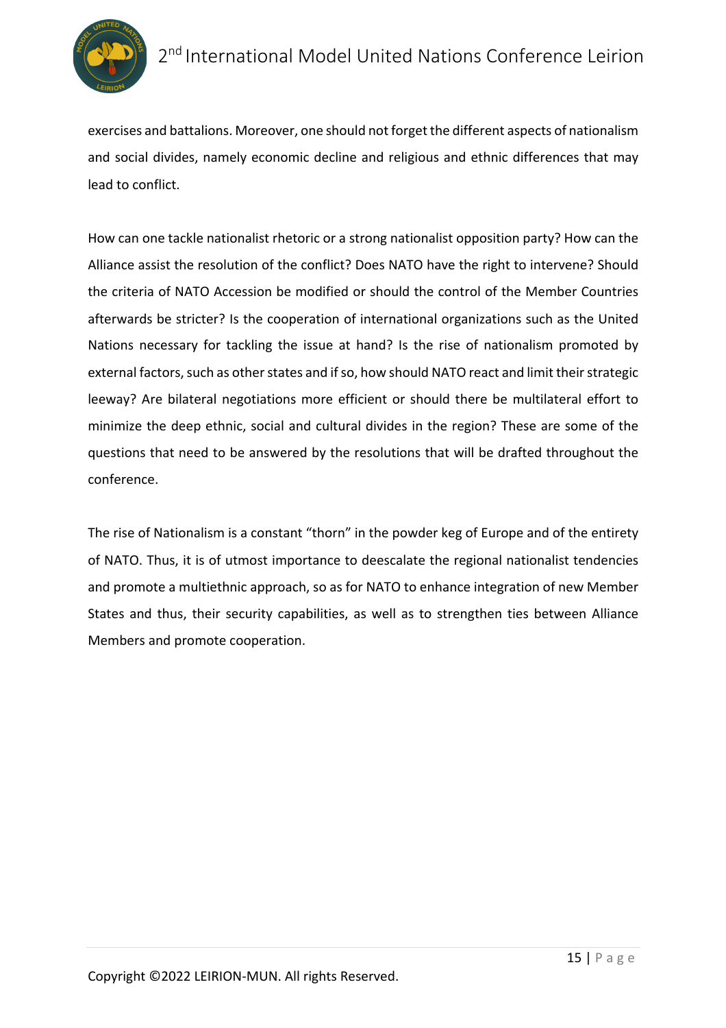exercises and battalions. Moreover, one should not forget the different aspects of nationalism and social divides, namely economic decline and religious and ethnic differences that may lead to conflict.

How can one tackle nationalist rhetoric or a strong nationalist opposition party? How can the Alliance assist the resolution of the conflict? Does NATO have the right to intervene? Should the criteria of NATO Accession be modified or should the control of the Member Countries afterwards be stricter? Is the cooperation of international organizations such as the United Nations necessary for tackling the issue at hand? Is the rise of nationalism promoted by external factors, such as other states and if so, how should NATO react and limit their strategic leeway? Are bilateral negotiations more efficient or should there be multilateral effort to minimize the deep ethnic, social and cultural divides in the region? These are some of the questions that need to be answered by the resolutions that will be drafted throughout the conference.

The rise of Nationalism is a constant "thorn" in the powder keg of Europe and of the entirety of NATO. Thus, it is of utmost importance to deescalate the regional nationalist tendencies and promote a multiethnic approach, so as for NATO to enhance integration of new Member States and thus, their security capabilities, as well as to strengthen ties between Alliance Members and promote cooperation.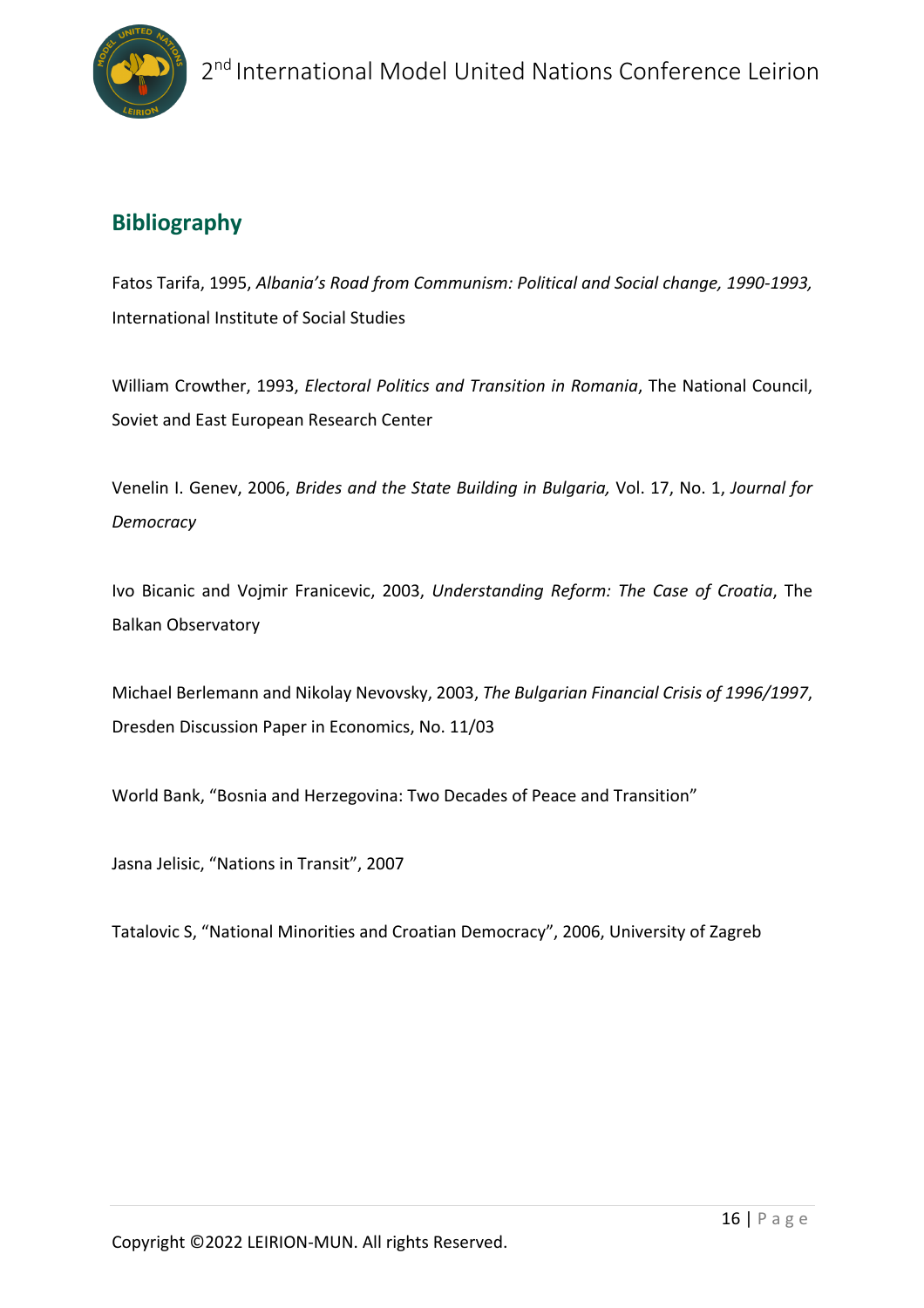## Bibliography

Fatos Tarifa, 1995, *Albania's Road from Communism: Political and Social change, 1990-1993,* International Institute of Social Studies

William Crowther, 1993, *Electoral Politics and Transition in Romania*, The National Council, Soviet and East European Research Center

Venelin I. Genev, 2006, *Brides and the State Building in Bulgaria,* Vol. 17, No. 1, *Journal for Democracy*

Ivo Bicanic and Vojmir Franicevic, 2003, *Understanding Reform: The Case of Croatia*, The Balkan Observatory

Michael Berlemann and Nikolay Nevovsky, 2003, *The Bulgarian Financial Crisis of 1996/1997*, Dresden Discussion Paper in Economics, No. 11/03

World Bank, "Bosnia and Herzegovina: Two Decades of Peace and Transition"

Jasna Jelisic, "Nations in Transit", 2007

Tatalovic S, "National Minorities and Croatian Democracy", 2006, University of Zagreb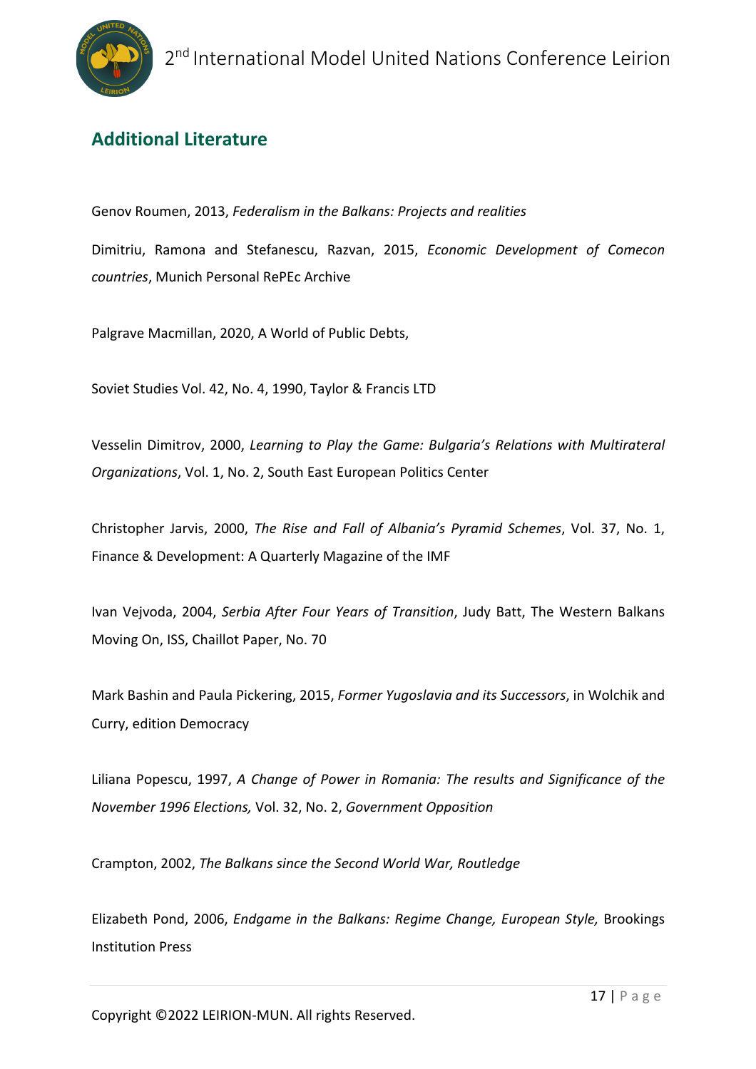## Additional Literature

Genov Roumen, 2013, *Federalism in the Balkans: Projects and realities*

Dimitriu, Ramona and Stefanescu, Razvan, 2015, *Economic Development of Comecon countries*, Munich Personal RePEc Archive

Palgrave Macmillan, 2020, A World of Public Debts,

Soviet Studies Vol. 42, No. 4, 1990, Taylor & Francis LTD

Vesselin Dimitrov, 2000, *Learning to Play the Game: Bulgaria's Relations with Multirateral Organizations*, Vol. 1, No. 2, South East European Politics Center

Christopher Jarvis, 2000, *The Rise and Fall of Albania's Pyramid Schemes*, Vol. 37, No. 1, Finance & Development: A Quarterly Magazine of the IMF

Ivan Vejvoda, 2004, *Serbia After Four Years of Transition*, Judy Batt, The Western Balkans Moving On, ISS, Chaillot Paper, No. 70

Mark Bashin and Paula Pickering, 2015, *Former Yugoslavia and its Successors*, in Wolchik and Curry, edition Democracy

Liliana Popescu, 1997, *A Change of Power in Romania: The results and Significance of the November 1996 Elections,* Vol. 32, No. 2, *Government Opposition*

Crampton, 2002, *The Balkans since the Second World War, Routledge*

Elizabeth Pond, 2006, *Endgame in the Balkans: Regime Change, European Style,* Brookings Institution Press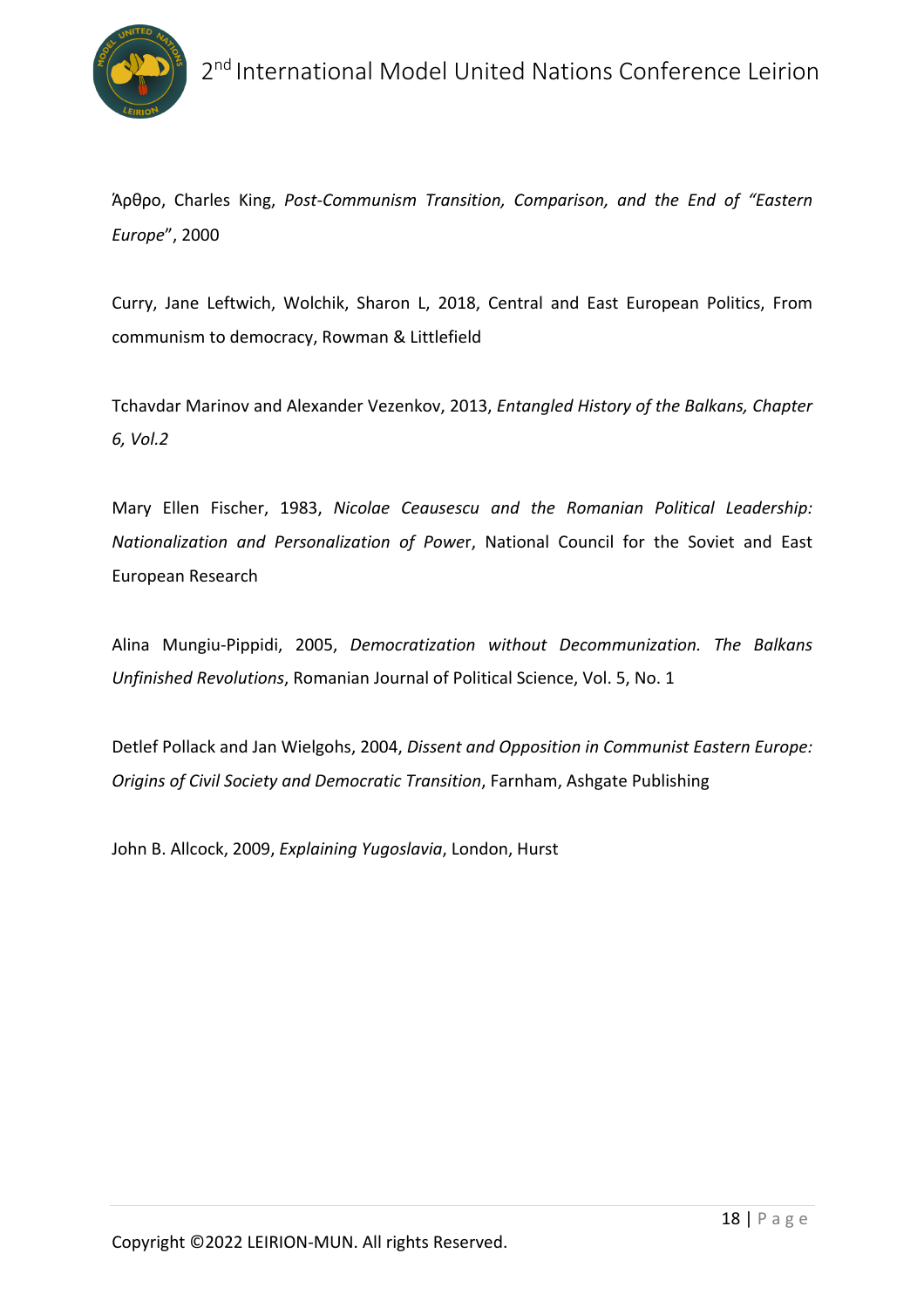Άρθρο, Charles King, *Post-Communism Transition, Comparison, and the End of "Eastern Europe*", 2000

Curry, Jane Leftwich, Wolchik, Sharon L, 2018, Central and East European Politics, From communism to democracy, Rowman & Littlefield

Tchavdar Marinov and Alexander Vezenkov, 2013, *Entangled History of the Balkans, Chapter 6, Vol.2*

Mary Ellen Fischer, 1983, *Nicolae Ceausescu and the Romanian Political Leadership: Nationalization and Personalization of Powe*r, National Council for the Soviet and East European Research

Alina Mungiu-Pippidi, 2005, *Democratization without Decommunization. The Balkans Unfinished Revolutions*, Romanian Journal of Political Science, Vol. 5, No. 1

Detlef Pollack and Jan Wielgohs, 2004, *Dissent and Opposition in Communist Eastern Europe: Origins of Civil Society and Democratic Transition*, Farnham, Ashgate Publishing

John B. Allcock, 2009, *Explaining Yugoslavia*, London, Hurst